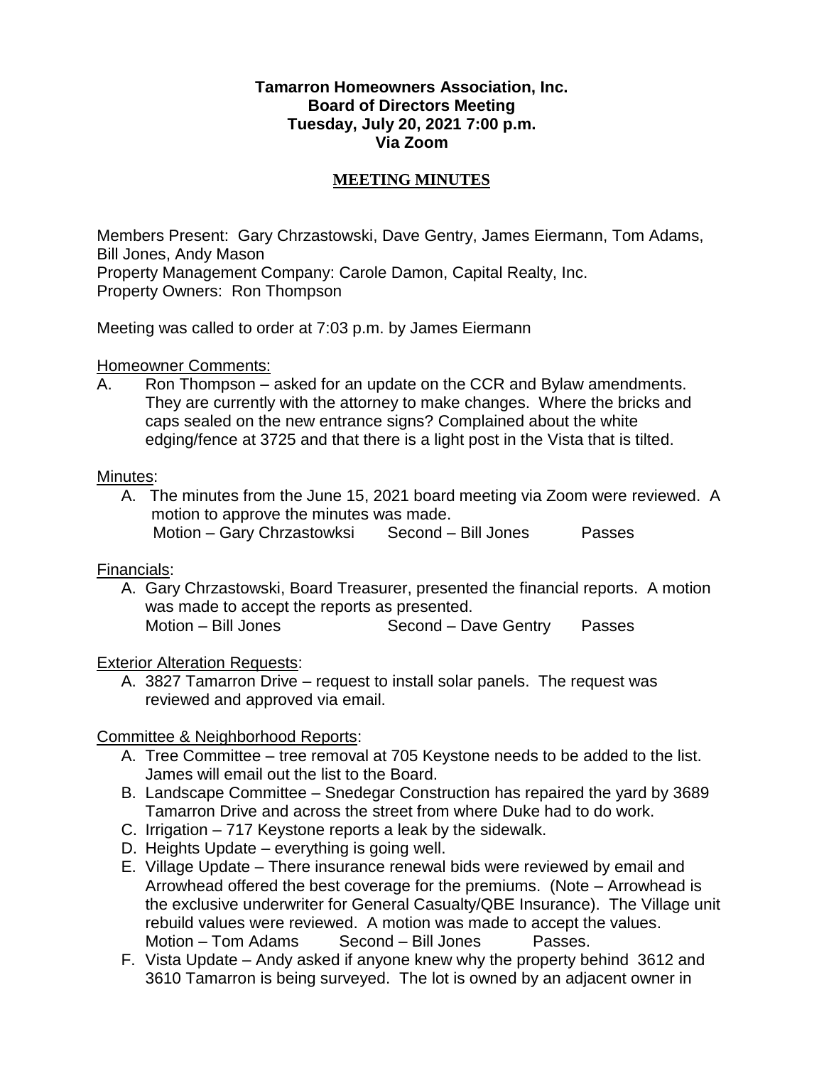**Tamarron Homeowners Association, Inc.**
**Board of Directors Meeting**
**Tuesday, July 20, 2021 7:00 p.m.**
**Via Zoom**

# MEETING MINUTES

Members Present: Gary Chrzastowski, Dave Gentry, James Eiermann, Tom Adams, Bill Jones, Andy Mason
Property Management Company: Carole Damon, Capital Realty, Inc.
Property Owners: Ron Thompson

Meeting was called to order at 7:03 p.m. by James Eiermann

Homeowner Comments:

A. Ron Thompson – asked for an update on the CCR and Bylaw amendments. They are currently with the attorney to make changes. Where the bricks and caps sealed on the new entrance signs? Complained about the white edging/fence at 3725 and that there is a light post in the Vista that is tilted.

Minutes:

A. The minutes from the June 15, 2021 board meeting via Zoom were reviewed. A motion to approve the minutes was made.
Motion – Gary Chrzastowksi Second – Bill Jones Passes

Financials:

A. Gary Chrzastowski, Board Treasurer, presented the financial reports. A motion was made to accept the reports as presented.
Motion – Bill Jones Second – Dave Gentry Passes

Exterior Alteration Requests:

A. 3827 Tamarron Drive – request to install solar panels. The request was reviewed and approved via email.

Committee & Neighborhood Reports:

A. Tree Committee – tree removal at 705 Keystone needs to be added to the list. James will email out the list to the Board.
B. Landscape Committee – Snedegar Construction has repaired the yard by 3689 Tamarron Drive and across the street from where Duke had to do work.
C. Irrigation – 717 Keystone reports a leak by the sidewalk.
D. Heights Update – everything is going well.
E. Village Update – There insurance renewal bids were reviewed by email and Arrowhead offered the best coverage for the premiums. (Note – Arrowhead is the exclusive underwriter for General Casualty/QBE Insurance). The Village unit rebuild values were reviewed. A motion was made to accept the values.
Motion – Tom Adams Second – Bill Jones Passes.
F. Vista Update – Andy asked if anyone knew why the property behind 3612 and 3610 Tamarron is being surveyed. The lot is owned by an adjacent owner in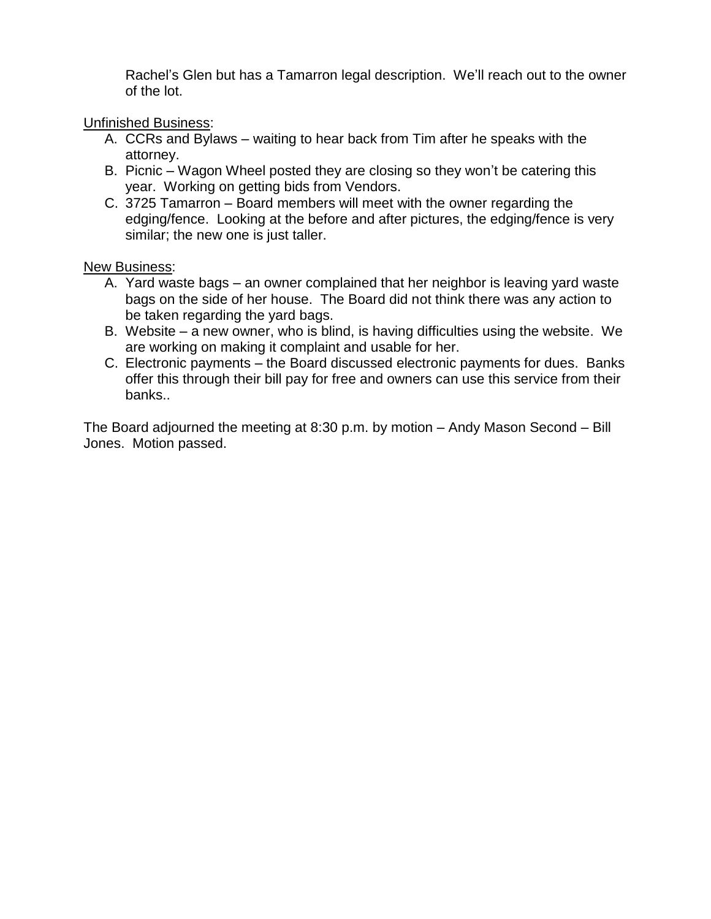Rachel's Glen but has a Tamarron legal description. We'll reach out to the owner of the lot.

Unfinished Business:

A. CCRs and Bylaws – waiting to hear back from Tim after he speaks with the attorney.
B. Picnic – Wagon Wheel posted they are closing so they won't be catering this year. Working on getting bids from Vendors.
C. 3725 Tamarron – Board members will meet with the owner regarding the edging/fence. Looking at the before and after pictures, the edging/fence is very similar; the new one is just taller.

New Business:

A. Yard waste bags – an owner complained that her neighbor is leaving yard waste bags on the side of her house. The Board did not think there was any action to be taken regarding the yard bags.
B. Website – a new owner, who is blind, is having difficulties using the website. We are working on making it complaint and usable for her.
C. Electronic payments – the Board discussed electronic payments for dues. Banks offer this through their bill pay for free and owners can use this service from their banks..

The Board adjourned the meeting at 8:30 p.m. by motion – Andy Mason Second – Bill Jones. Motion passed.